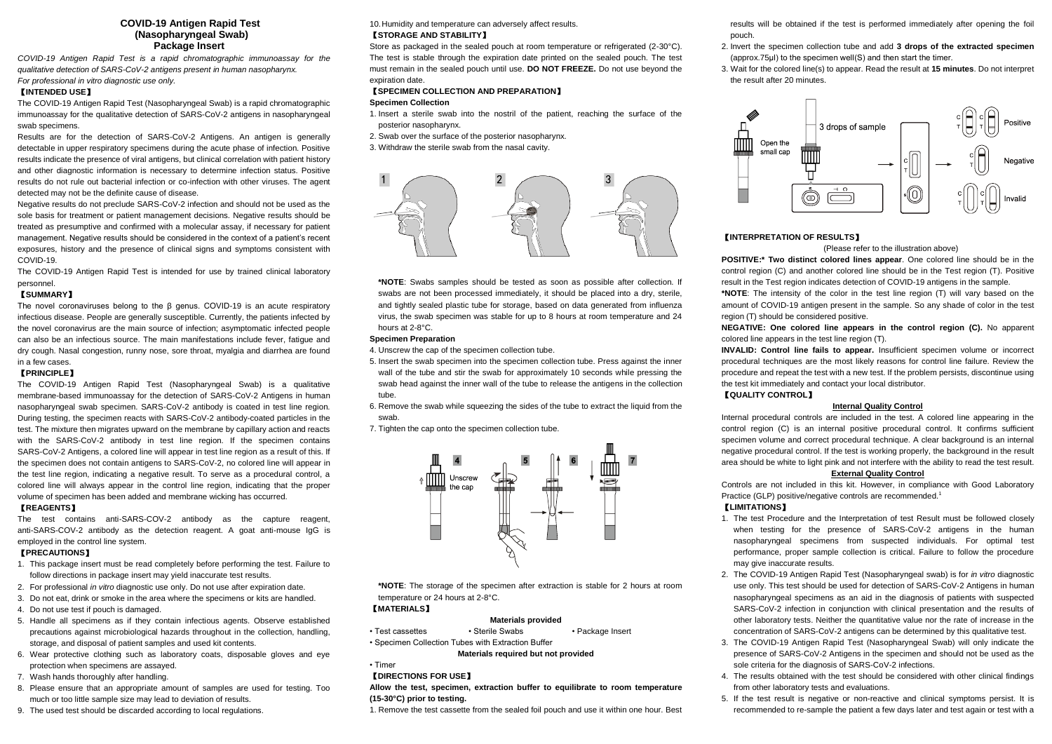# COVID-19 Antigen Rapid Test (Nasopharyngeal Swab) Package Insert

*COVID-19 Antigen Rapid Test is a rapid chromatographic immunoassay for the qualitative detection of SARS-CoV-2 antigens present in human nasopharynx.*
*For professional in vitro diagnostic use only.*

## 【INTENDED USE】

The COVID-19 Antigen Rapid Test (Nasopharyngeal Swab) is a rapid chromatographic immunoassay for the qualitative detection of SARS-CoV-2 antigens in nasopharyngeal swab specimens.

Results are for the detection of SARS-CoV-2 Antigens. An antigen is generally detectable in upper respiratory specimens during the acute phase of infection. Positive results indicate the presence of viral antigens, but clinical correlation with patient history and other diagnostic information is necessary to determine infection status. Positive results do not rule out bacterial infection or co-infection with other viruses. The agent detected may not be the definite cause of disease.

Negative results do not preclude SARS-CoV-2 infection and should not be used as the sole basis for treatment or patient management decisions. Negative results should be treated as presumptive and confirmed with a molecular assay, if necessary for patient management. Negative results should be considered in the context of a patient's recent exposures, history and the presence of clinical signs and symptoms consistent with COVID-19.

The COVID-19 Antigen Rapid Test is intended for use by trained clinical laboratory personnel.

## 【SUMMARY】

The novel coronaviruses belong to the β genus. COVID-19 is an acute respiratory infectious disease. People are generally susceptible. Currently, the patients infected by the novel coronavirus are the main source of infection; asymptomatic infected people can also be an infectious source. The main manifestations include fever, fatigue and dry cough. Nasal congestion, runny nose, sore throat, myalgia and diarrhea are found in a few cases.

## 【PRINCIPLE】

The COVID-19 Antigen Rapid Test (Nasopharyngeal Swab) is a qualitative membrane-based immunoassay for the detection of SARS-CoV-2 Antigens in human nasopharyngeal swab specimen. SARS-CoV-2 antibody is coated in test line region. During testing, the specimen reacts with SARS-CoV-2 antibody-coated particles in the test. The mixture then migrates upward on the membrane by capillary action and reacts with the SARS-CoV-2 antibody in test line region. If the specimen contains SARS-CoV-2 Antigens, a colored line will appear in test line region as a result of this. If the specimen does not contain antigens to SARS-CoV-2, no colored line will appear in the test line region, indicating a negative result. To serve as a procedural control, a colored line will always appear in the control line region, indicating that the proper volume of specimen has been added and membrane wicking has occurred.

## 【REAGENTS】

The test contains anti-SARS-COV-2 antibody as the capture reagent, anti-SARS-COV-2 antibody as the detection reagent. A goat anti-mouse IgG is employed in the control line system.

## 【PRECAUTIONS】

1. This package insert must be read completely before performing the test. Failure to follow directions in package insert may yield inaccurate test results.
2. For professional *in vitro* diagnostic use only. Do not use after expiration date.
3. Do not eat, drink or smoke in the area where the specimens or kits are handled.
4. Do not use test if pouch is damaged.
5. Handle all specimens as if they contain infectious agents. Observe established precautions against microbiological hazards throughout in the collection, handling, storage, and disposal of patient samples and used kit contents.
6. Wear protective clothing such as laboratory coats, disposable gloves and eye protection when specimens are assayed.
7. Wash hands thoroughly after handling.
8. Please ensure that an appropriate amount of samples are used for testing. Too much or too little sample size may lead to deviation of results.
9. The used test should be discarded according to local regulations.
10. Humidity and temperature can adversely affect results.

## 【STORAGE AND STABILITY】

Store as packaged in the sealed pouch at room temperature or refrigerated (2-30°C). The test is stable through the expiration date printed on the sealed pouch. The test must remain in the sealed pouch until use. **DO NOT FREEZE.** Do not use beyond the expiration date.

## 【SPECIMEN COLLECTION AND PREPARATION】

### Specimen Collection

1. Insert a sterile swab into the nostril of the patient, reaching the surface of the posterior nasopharynx.
2. Swab over the surface of the posterior nasopharynx.
3. Withdraw the sterile swab from the nasal cavity.

**\*NOTE**: Swabs samples should be tested as soon as possible after collection. If swabs are not been processed immediately, it should be placed into a dry, sterile, and tightly sealed plastic tube for storage, based on data generated from influenza virus, the swab specimen was stable for up to 8 hours at room temperature and 24 hours at 2-8°C.

### Specimen Preparation

4. Unscrew the cap of the specimen collection tube.
5. Insert the swab specimen into the specimen collection tube. Press against the inner wall of the tube and stir the swab for approximately 10 seconds while pressing the swab head against the inner wall of the tube to release the antigens in the collection tube.
6. Remove the swab while squeezing the sides of the tube to extract the liquid from the swab.
7. Tighten the cap onto the specimen collection tube.

Unscrew the cap

**\*NOTE**: The storage of the specimen after extraction is stable for 2 hours at room temperature or 24 hours at 2-8°C.

## 【MATERIALS】

**Materials provided**

- Test cassettes
- Sterile Swabs
- Package Insert
- Specimen Collection Tubes with Extraction Buffer

**Materials required but not provided**

- Timer

## 【DIRECTIONS FOR USE】

**Allow the test, specimen, extraction buffer to equilibrate to room temperature (15-30°C) prior to testing.**

1. Remove the test cassette from the sealed foil pouch and use it within one hour. Best results will be obtained if the test is performed immediately after opening the foil pouch.
2. Invert the specimen collection tube and add **3 drops of the extracted specimen** (approx.75μl) to the specimen well(S) and then start the timer.
3. Wait for the colored line(s) to appear. Read the result at **15 minutes**. Do not interpret the result after 20 minutes.

Open the small cap — 3 drops of sample — Positive / Negative / Invalid

## 【INTERPRETATION OF RESULTS】

(Please refer to the illustration above)

**POSITIVE:\* Two distinct colored lines appear**. One colored line should be in the control region (C) and another colored line should be in the Test region (T). Positive result in the Test region indicates detection of COVID-19 antigens in the sample.

**\*NOTE**: The intensity of the color in the test line region (T) will vary based on the amount of COVID-19 antigen present in the sample. So any shade of color in the test region (T) should be considered positive.

**NEGATIVE: One colored line appears in the control region (C).** No apparent colored line appears in the test line region (T).

**INVALID: Control line fails to appear.** Insufficient specimen volume or incorrect procedural techniques are the most likely reasons for control line failure. Review the procedure and repeat the test with a new test. If the problem persists, discontinue using the test kit immediately and contact your local distributor.

## 【QUALITY CONTROL】

### Internal Quality Control

Internal procedural controls are included in the test. A colored line appearing in the control region (C) is an internal positive procedural control. It confirms sufficient specimen volume and correct procedural technique. A clear background is an internal negative procedural control. If the test is working properly, the background in the result area should be white to light pink and not interfere with the ability to read the test result.

### External Quality Control

Controls are not included in this kit. However, in compliance with Good Laboratory Practice (GLP) positive/negative controls are recommended.[1]

## 【LIMITATIONS】

1. The test Procedure and the Interpretation of test Result must be followed closely when testing for the presence of SARS-CoV-2 antigens in the human nasopharyngeal specimens from suspected individuals. For optimal test performance, proper sample collection is critical. Failure to follow the procedure may give inaccurate results.
2. The COVID-19 Antigen Rapid Test (Nasopharyngeal swab) is for *in vitro* diagnostic use only. This test should be used for detection of SARS-CoV-2 Antigens in human nasopharyngeal specimens as an aid in the diagnosis of patients with suspected SARS-CoV-2 infection in conjunction with clinical presentation and the results of other laboratory tests. Neither the quantitative value nor the rate of increase in the concentration of SARS-CoV-2 antigens can be determined by this qualitative test.
3. The COVID-19 Antigen Rapid Test (Nasopharyngeal Swab) will only indicate the presence of SARS-CoV-2 Antigens in the specimen and should not be used as the sole criteria for the diagnosis of SARS-CoV-2 infections.
4. The results obtained with the test should be considered with other clinical findings from other laboratory tests and evaluations.
5. If the test result is negative or non-reactive and clinical symptoms persist. It is recommended to re-sample the patient a few days later and test again or test with a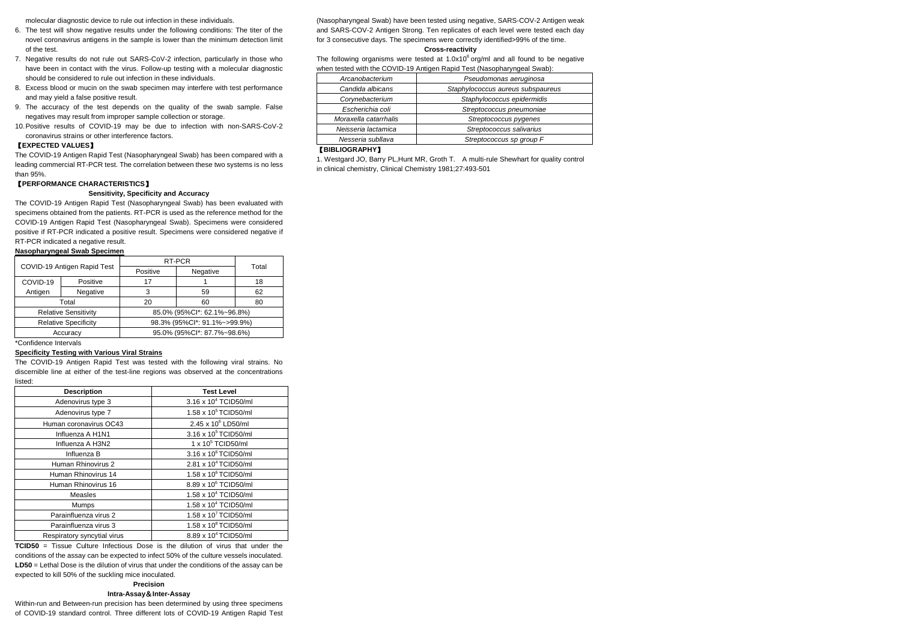molecular diagnostic device to rule out infection in these individuals.

6. The test will show negative results under the following conditions: The titer of the novel coronavirus antigens in the sample is lower than the minimum detection limit of the test.
7. Negative results do not rule out SARS-CoV-2 infection, particularly in those who have been in contact with the virus. Follow-up testing with a molecular diagnostic should be considered to rule out infection in these individuals.
8. Excess blood or mucin on the swab specimen may interfere with test performance and may yield a false positive result.
9. The accuracy of the test depends on the quality of the swab sample. False negatives may result from improper sample collection or storage.
10. Positive results of COVID-19 may be due to infection with non-SARS-CoV-2 coronavirus strains or other interference factors.

## 【EXPECTED VALUES】

The COVID-19 Antigen Rapid Test (Nasopharyngeal Swab) has been compared with a leading commercial RT-PCR test. The correlation between these two systems is no less than 95%.

## 【PERFORMANCE CHARACTERISTICS】

### Sensitivity, Specificity and Accuracy

The COVID-19 Antigen Rapid Test (Nasopharyngeal Swab) has been evaluated with specimens obtained from the patients. RT-PCR is used as the reference method for the COVID-19 Antigen Rapid Test (Nasopharyngeal Swab). Specimens were considered positive if RT-PCR indicated a positive result. Specimens were considered negative if RT-PCR indicated a negative result.

**Nasopharyngeal Swab Specimen**

| COVID-19 Antigen Rapid Test | | RT-PCR | | Total |
|---|---|---|---|---|
| | | Positive | Negative | |
| COVID-19 Antigen | Positive | 17 | 1 | 18 |
| | Negative | 3 | 59 | 62 |
| Total | | 20 | 60 | 80 |
| Relative Sensitivity | | 85.0% (95%CI*: 62.1%~96.8%) | | |
| Relative Specificity | | 98.3% (95%CI*: 91.1%~>99.9%) | | |
| Accuracy | | 95.0% (95%CI*: 87.7%~98.6%) | | |

*Confidence Intervals

**Specificity Testing with Various Viral Strains**

The COVID-19 Antigen Rapid Test was tested with the following viral strains. No discernible line at either of the test-line regions was observed at the concentrations listed:

| Description | Test Level |
|---|---|
| Adenovirus type 3 | $3.16 \times 10^4$ TCID50/ml |
| Adenovirus type 7 | $1.58 \times 10^5$ TCID50/ml |
| Human coronavirus OC43 | $2.45 \times 10^6$ LD50/ml |
| Influenza A H1N1 | $3.16 \times 10^5$ TCID50/ml |
| Influenza A H3N2 | $1 \times 10^5$ TCID50/ml |
| Influenza B | $3.16 \times 10^6$ TCID50/ml |
| Human Rhinovirus 2 | $2.81 \times 10^4$ TCID50/ml |
| Human Rhinovirus 14 | $1.58 \times 10^6$ TCID50/ml |
| Human Rhinovirus 16 | $8.89 \times 10^6$ TCID50/ml |
| Measles | $1.58 \times 10^4$ TCID50/ml |
| Mumps | $1.58 \times 10^4$ TCID50/ml |
| Parainfluenza virus 2 | $1.58 \times 10^7$ TCID50/ml |
| Parainfluenza virus 3 | $1.58 \times 10^8$ TCID50/ml |
| Respiratory syncytial virus | $8.89 \times 10^4$ TCID50/ml |

**TCID50** = Tissue Culture Infectious Dose is the dilution of virus that under the conditions of the assay can be expected to infect 50% of the culture vessels inoculated. **LD50** = Lethal Dose is the dilution of virus that under the conditions of the assay can be expected to kill 50% of the suckling mice inoculated.

### Precision

#### Intra-Assay&Inter-Assay

Within-run and Between-run precision has been determined by using three specimens of COVID-19 standard control. Three different lots of COVID-19 Antigen Rapid Test (Nasopharyngeal Swab) have been tested using negative, SARS-COV-2 Antigen weak and SARS-COV-2 Antigen Strong. Ten replicates of each level were tested each day for 3 consecutive days. The specimens were correctly identified>99% of the time.

### Cross-reactivity

The following organisms were tested at $1.0 \times 10^8$ org/ml and all found to be negative when tested with the COVID-19 Antigen Rapid Test (Nasopharyngeal Swab):

| | |
|---|---|
| *Arcanobacterium* | *Pseudomonas aeruginosa* |
| *Candida albicans* | *Staphylococcus aureus subspaureus* |
| *Corynebacterium* | *Staphylococcus epidermidis* |
| *Escherichia coli* | *Streptococcus pneumoniae* |
| *Moraxella catarrhalis* | *Streptococcus pygenes* |
| *Neisseria lactamica* | *Streptococcus salivarius* |
| *Nesseria subllava* | *Streptococcus sp group F* |

## 【BIBLIOGRAPHY】

1. Westgard JO, Barry PL,Hunt MR, Groth T. A multi-rule Shewhart for quality control in clinical chemistry, Clinical Chemistry 1981;27:493-501